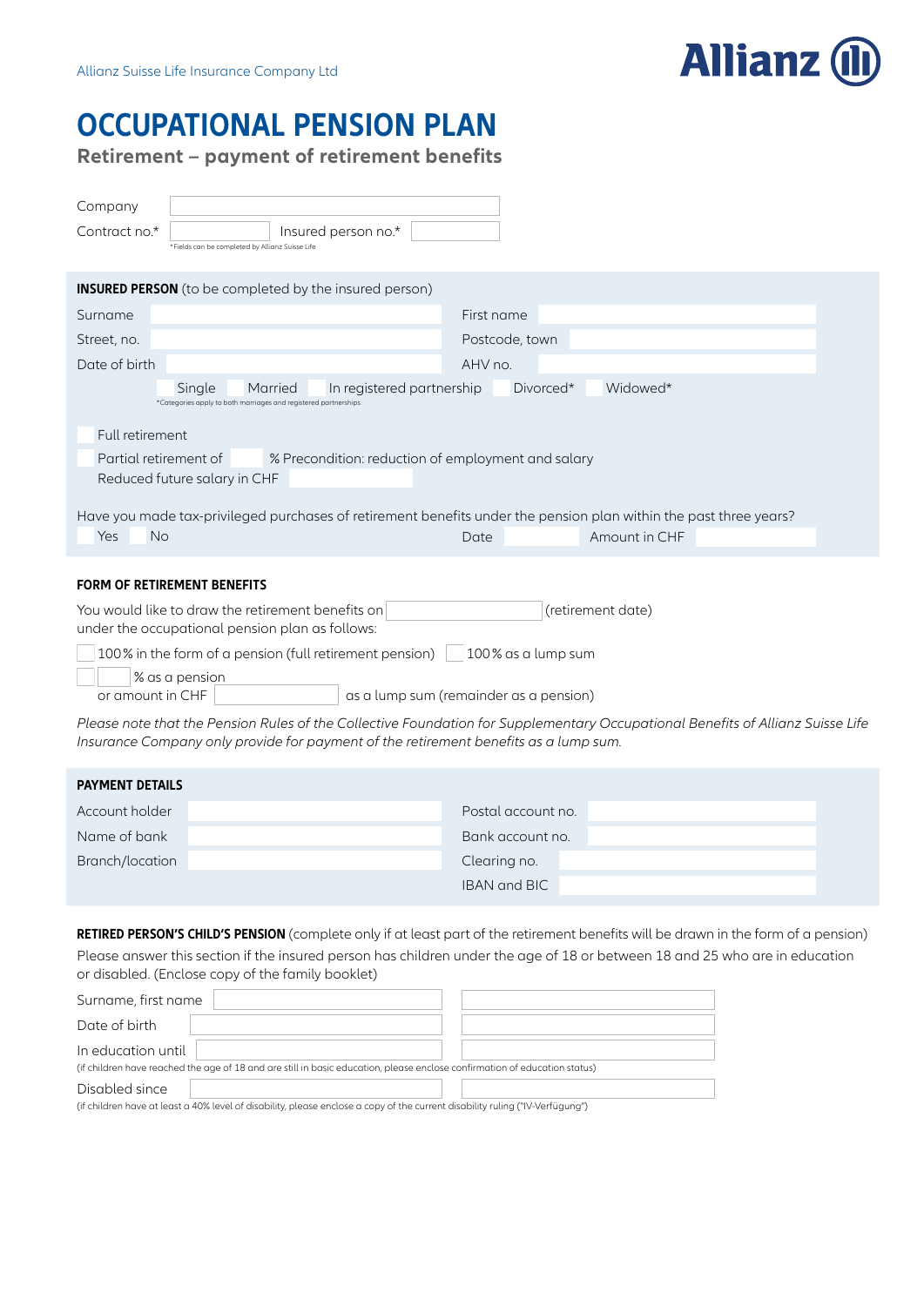Allianz Suisse Life Insurance Company Ltd

Allianz

# OCCUPATIONAL PENSION PLAN

## Retirement – payment of retirement benefits

Company

Contract no.* Insured person no.*

*Fields can be completed by Allianz Suisse Life

**INSURED PERSON** (to be completed by the insured person)

| | | | |
|---|---|---|---|
| Surname | | First name | |
| Street, no. | | Postcode, town | |
| Date of birth | | AHV no. | |

☐ Single ☐ Married ☐ In registered partnership ☐ Divorced* ☐ Widowed*

*Categories apply to both marriages and registered partnerships.

☐ Full retirement

☐ Partial retirement of ___ % Precondition: reduction of employment and salary

Reduced future salary in CHF

Have you made tax-privileged purchases of retirement benefits under the pension plan within the past three years?

☐ Yes ☐ No Date Amount in CHF

### FORM OF RETIREMENT BENEFITS

You would like to draw the retirement benefits on ___ (retirement date) under the occupational pension plan as follows:

☐ 100% in the form of a pension (full retirement pension) ☐ 100% as a lump sum

☐ ___ % as a pension
or amount in CHF ___ as a lump sum (remainder as a pension)

*Please note that the Pension Rules of the Collective Foundation for Supplementary Occupational Benefits of Allianz Suisse Life Insurance Company only provide for payment of the retirement benefits as a lump sum.*

### PAYMENT DETAILS

| | | | |
|---|---|---|---|
| Account holder | | Postal account no. | |
| Name of bank | | Bank account no. | |
| Branch/location | | Clearing no. | |
| | | IBAN and BIC | |

**RETIRED PERSON'S CHILD'S PENSION** (complete only if at least part of the retirement benefits will be drawn in the form of a pension)

Please answer this section if the insured person has children under the age of 18 or between 18 and 25 who are in education or disabled. (Enclose copy of the family booklet)

| | | |
|---|---|---|
| Surname, first name | | |
| Date of birth | | |
| In education until | | |

(if children have reached the age of 18 and are still in basic education, please enclose confirmation of education status)

| | | |
|---|---|---|
| Disabled since | | |

(if children have at least a 40% level of disability, please enclose a copy of the current disability ruling ("IV-Verfügung")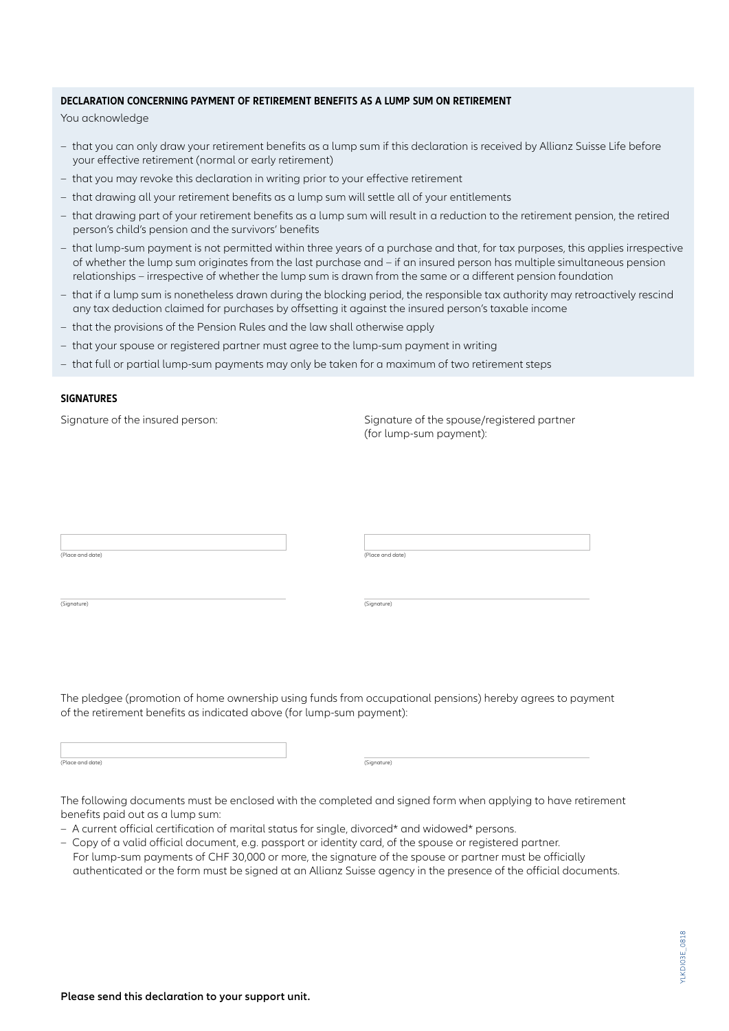### DECLARATION CONCERNING PAYMENT OF RETIREMENT BENEFITS AS A LUMP SUM ON RETIREMENT

You acknowledge

- that you can only draw your retirement benefits as a lump sum if this declaration is received by Allianz Suisse Life before your effective retirement (normal or early retirement)
- that you may revoke this declaration in writing prior to your effective retirement
- that drawing all your retirement benefits as a lump sum will settle all of your entitlements
- that drawing part of your retirement benefits as a lump sum will result in a reduction to the retirement pension, the retired person's child's pension and the survivors' benefits
- that lump-sum payment is not permitted within three years of a purchase and that, for tax purposes, this applies irrespective of whether the lump sum originates from the last purchase and – if an insured person has multiple simultaneous pension relationships – irrespective of whether the lump sum is drawn from the same or a different pension foundation
- that if a lump sum is nonetheless drawn during the blocking period, the responsible tax authority may retroactively rescind any tax deduction claimed for purchases by offsetting it against the insured person's taxable income
- that the provisions of the Pension Rules and the law shall otherwise apply
- that your spouse or registered partner must agree to the lump-sum payment in writing
- that full or partial lump-sum payments may only be taken for a maximum of two retirement steps

### SIGNATURES

Signature of the insured person:

(Place and date)

(Signature)

Signature of the spouse/registered partner (for lump-sum payment):

(Place and date)

(Signature)

The pledgee (promotion of home ownership using funds from occupational pensions) hereby agrees to payment of the retirement benefits as indicated above (for lump-sum payment):

(Place and date)

(Signature)

The following documents must be enclosed with the completed and signed form when applying to have retirement benefits paid out as a lump sum:

- A current official certification of marital status for single, divorced* and widowed* persons.
- Copy of a valid official document, e.g. passport or identity card, of the spouse or registered partner. For lump-sum payments of CHF 30,000 or more, the signature of the spouse or partner must be officially authenticated or the form must be signed at an Allianz Suisse agency in the presence of the official documents.

**Please send this declaration to your support unit.**

YLKDI03E_0818